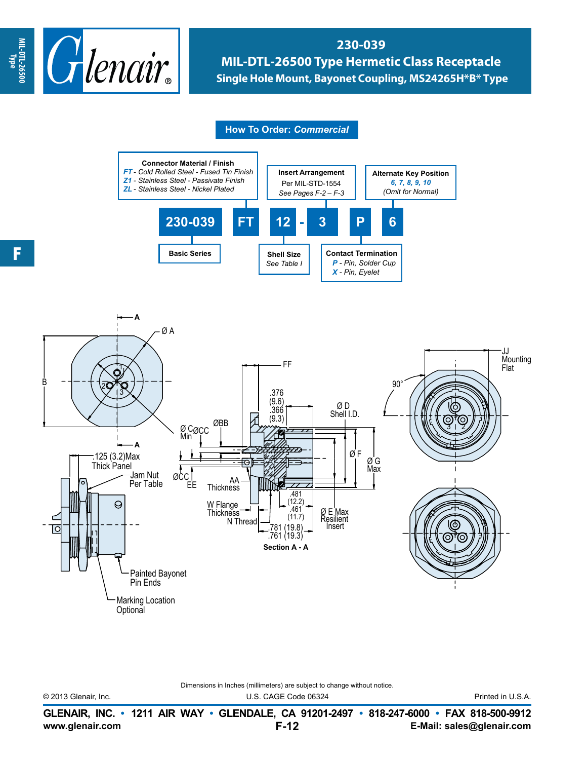# 230-039
## MIL-DTL-26500 Type Hermetic Class Receptacle
### Single Hole Mount, Bayonet Coupling, MS24265H*B* Type

**How To Order: *Commercial***

| 230-039 | FT | 12 | - | 3 | P | 6 |
|---|---|---|---|---|---|---|

**Basic Series** — 230-039

**Connector Material / Finish**
- *FT* - Cold Rolled Steel - Fused Tin Finish
- *Z1* - Stainless Steel - Passivate Finish
- *ZL* - Stainless Steel - Nickel Plated

**Shell Size** — *See Table I*

**Insert Arrangement** — Per MIL-STD-1554, *See Pages F-2 – F-3*

**Contact Termination**
- *P* - Pin, Solder Cup
- *X* - Pin, Eyelet

**Alternate Key Position** — *6, 7, 8, 9, 10* *(Omit for Normal)*

A, Ø A, B, 1, 2, 3, A

.125 (3.2)Max Thick Panel

Jam Nut Per Table

Painted Bayonet Pin Ends

Marking Location Optional

FF, .376 (9.6) .366 (9.3), Ø D Shell I.D., Ø C Min, ØCC, ØBB, ØCC, EE, AA Thickness, W Flange Thickness, N Thread, .481 (12.2) .461 (11.7), .781 (19.8) .761 (19.3), Ø F, Ø G Max, Ø E Max Resilient Insert

**Section A - A**

JJ Mounting Flat, 90°

Dimensions in Inches (millimeters) are subject to change without notice.

© 2013 Glenair, Inc. U.S. CAGE Code 06324 Printed in U.S.A.

**GLENAIR, INC. • 1211 AIR WAY • GLENDALE, CA 91201-2497 • 818-247-6000 • FAX 818-500-9912**

**www.glenair.com** **F-12** **E-Mail: sales@glenair.com**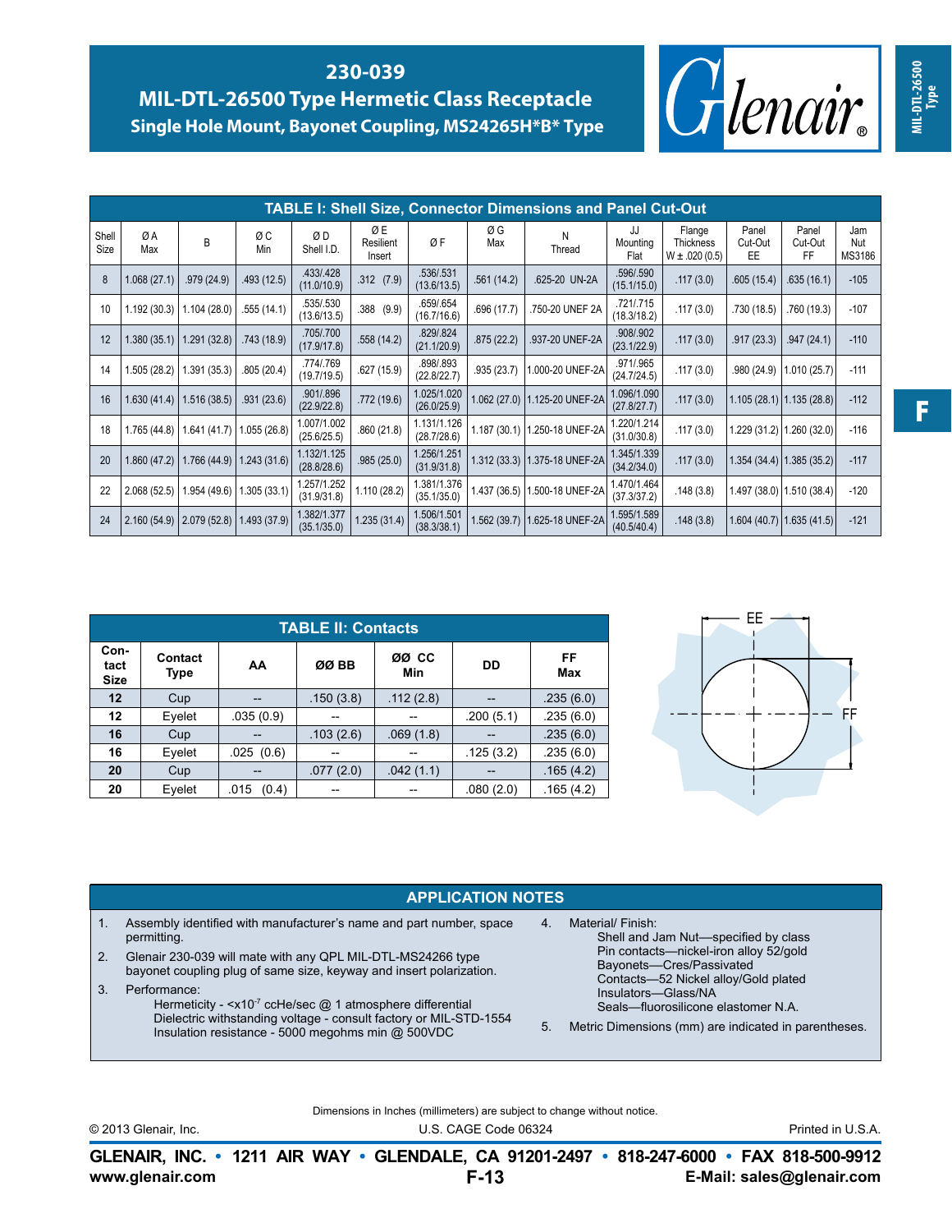# 230-039

## MIL-DTL-26500 Type Hermetic Class Receptacle

### Single Hole Mount, Bayonet Coupling, MS24265H*B* Type

| TABLE I: Shell Size, Connector Dimensions and Panel Cut-Out | | | | | | | | | | | | | |
|---|---|---|---|---|---|---|---|---|---|---|---|---|---|
| Shell Size | Ø A Max | B | Ø C Min | Ø D Shell I.D. | Ø E Resilient Insert | Ø F | Ø G Max | N Thread | JJ Mounting Flat | Flange Thickness W ± .020 (0.5) | Panel Cut-Out EE | Panel Cut-Out FF | Jam Nut MS3186 |
| 8 | 1.068 (27.1) | .979 (24.9) | .493 (12.5) | .433/.428 (11.0/10.9) | .312 (7.9) | .536/.531 (13.6/13.5) | .561 (14.2) | .625-20 UN-2A | .596/.590 (15.1/15.0) | .117 (3.0) | .605 (15.4) | .635 (16.1) | -105 |
| 10 | 1.192 (30.3) | 1.104 (28.0) | .555 (14.1) | .535/.530 (13.6/13.5) | .388 (9.9) | .659/.654 (16.7/16.6) | .696 (17.7) | .750-20 UNEF 2A | .721/.715 (18.3/18.2) | .117 (3.0) | .730 (18.5) | .760 (19.3) | -107 |
| 12 | 1.380 (35.1) | 1.291 (32.8) | .743 (18.9) | .705/.700 (17.9/17.8) | .558 (14.2) | .829/.824 (21.1/20.9) | .875 (22.2) | .937-20 UNEF-2A | .908/.902 (23.1/22.9) | .117 (3.0) | .917 (23.3) | .947 (24.1) | -110 |
| 14 | 1.505 (28.2) | 1.391 (35.3) | .805 (20.4) | .774/.769 (19.7/19.5) | .627 (15.9) | .898/.893 (22.8/22.7) | .935 (23.7) | 1.000-20 UNEF-2A | .971/.965 (24.7/24.5) | .117 (3.0) | .980 (24.9) | 1.010 (25.7) | -111 |
| 16 | 1.630 (41.4) | 1.516 (38.5) | .931 (23.6) | .901/.896 (22.9/22.8) | .772 (19.6) | 1.025/1.020 (26.0/25.9) | 1.062 (27.0) | 1.125-20 UNEF-2A | 1.096/1.090 (27.8/27.7) | .117 (3.0) | 1.105 (28.1) | 1.135 (28.8) | -112 |
| 18 | 1.765 (44.8) | 1.641 (41.7) | 1.055 (26.8) | 1.007/1.002 (25.6/25.5) | .860 (21.8) | 1.131/1.126 (28.7/28.6) | 1.187 (30.1) | 1.250-18 UNEF-2A | 1.220/1.214 (31.0/30.8) | .117 (3.0) | 1.229 (31.2) | 1.260 (32.0) | -116 |
| 20 | 1.860 (47.2) | 1.766 (44.9) | 1.243 (31.6) | 1.132/1.125 (28.8/28.6) | .985 (25.0) | 1.256/1.251 (31.9/31.8) | 1.312 (33.3) | 1.375-18 UNEF-2A | 1.345/1.339 (34.2/34.0) | .117 (3.0) | 1.354 (34.4) | 1.385 (35.2) | -117 |
| 22 | 2.068 (52.5) | 1.954 (49.6) | 1.305 (33.1) | 1.257/1.252 (31.9/31.8) | 1.110 (28.2) | 1.381/1.376 (35.1/35.0) | 1.437 (36.5) | 1.500-18 UNEF-2A | 1.470/1.464 (37.3/37.2) | .148 (3.8) | 1.497 (38.0) | 1.510 (38.4) | -120 |
| 24 | 2.160 (54.9) | 2.079 (52.8) | 1.493 (37.9) | 1.382/1.377 (35.1/35.0) | 1.235 (31.4) | 1.506/1.501 (38.3/38.1) | 1.562 (39.7) | 1.625-18 UNEF-2A | 1.595/1.589 (40.5/40.4) | .148 (3.8) | 1.604 (40.7) | 1.635 (41.5) | -121 |

| TABLE II: Contacts | | | | | | |
|---|---|---|---|---|---|---|
| Contact Size | Contact Type | AA | ØØ BB | ØØ CC Min | DD | FF Max |
| 12 | Cup | -- | .150 (3.8) | .112 (2.8) | -- | .235 (6.0) |
| 12 | Eyelet | .035 (0.9) | -- | -- | .200 (5.1) | .235 (6.0) |
| 16 | Cup | -- | .103 (2.6) | .069 (1.8) | -- | .235 (6.0) |
| 16 | Eyelet | .025 (0.6) | -- | -- | .125 (3.2) | .235 (6.0) |
| 20 | Cup | -- | .077 (2.0) | .042 (1.1) | -- | .165 (4.2) |
| 20 | Eyelet | .015 (0.4) | -- | -- | .080 (2.0) | .165 (4.2) |

EE

FF

## APPLICATION NOTES

1. Assembly identified with manufacturer's name and part number, space permitting.
2. Glenair 230-039 will mate with any QPL MIL-DTL-MS24266 type bayonet coupling plug of same size, keyway and insert polarization.
3. Performance:
   - Hermeticity - <x$10^{-7}$ ccHe/sec @ 1 atmosphere differential
   - Dielectric withstanding voltage - consult factory or MIL-STD-1554
   - Insulation resistance - 5000 megohms min @ 500VDC
4. Material/ Finish:
   - Shell and Jam Nut—specified by class
   - Pin contacts—nickel-iron alloy 52/gold
   - Bayonets—Cres/Passivated
   - Contacts—52 Nickel alloy/Gold plated
   - Insulators—Glass/NA
   - Seals—fluorosilicone elastomer N.A.
5. Metric Dimensions (mm) are indicated in parentheses.

Dimensions in Inches (millimeters) are subject to change without notice.

© 2013 Glenair, Inc. U.S. CAGE Code 06324 Printed in U.S.A.

**GLENAIR, INC. • 1211 AIR WAY • GLENDALE, CA 91201-2497 • 818-247-6000 • FAX 818-500-9912**

**www.glenair.com** **E-Mail: sales@glenair.com**